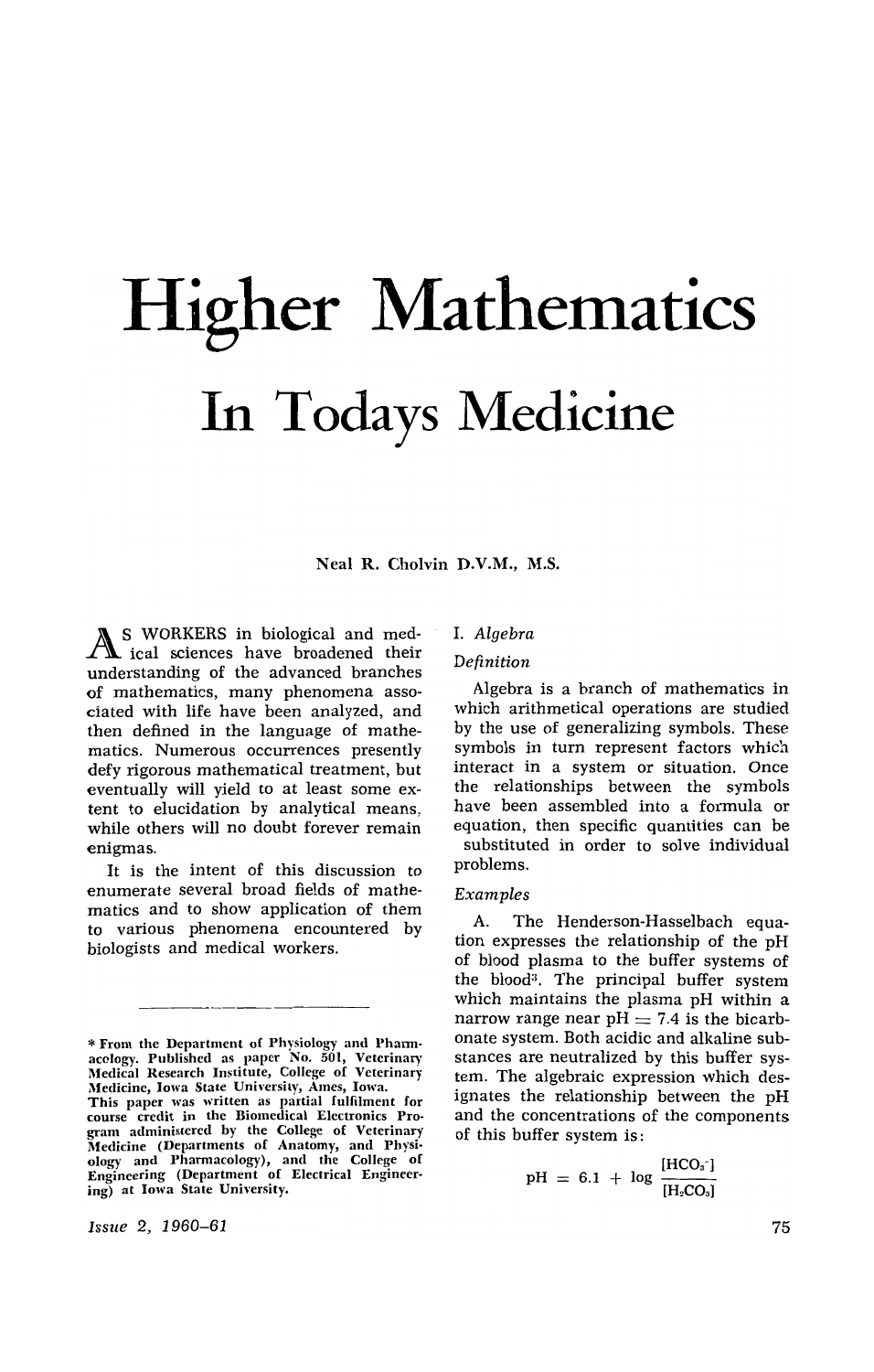# Higher Mathematics

## In Todays Medicine

Neal R. Cholvin D.V.M., M.S.

As WORKERS in biological and medical sciences have broadened their understanding of the advanced branches of mathematics, many phenomena associated with life have been analyzed, and then defined in the language of mathematics. Numerous occurrences presently defy rigorous mathematical treatment, but eventually will yield to at least some extent to elucidation by analytical means, while others will no doubt forever remain enigmas.

It is the intent of this discussion to enumerate several broad fields of mathematics and to show application of them to various phenomena encountered by biologists and medical workers.

\* From the Department of Physiology and Pharmacology. Published as paper No. 501, Veterinary Medical Research Institute, College of Veterinary Medicine, Iowa State University, Ames, Iowa. This paper was written as partial fulfilment for course credit in the Biomedical Electronics Program administered by the College of Veterinary Medicine (Departments of Anatomy, and Physiology and Pharmacology), and the College of Engineering (Department of Electrical Engineering) at Iowa State University.

### I. *Algebra*

#### *Definition*

Algebra is a branch of mathematics in which arithmetical operations are studied by the use of generalizing symbols. These symbols in turn represent factors which interact in a system or situation. Once the relationships between the symbols have been assembled into a formula or equation, then specific quantities can be substituted in order to solve individual problems.

#### *Examples*

A. The Henderson-Hasselbach equation expresses the relationship of the pH of blood plasma to the buffer systems of the blood[3]. The principal buffer system which maintains the plasma pH within a narrow range near pH = 7.4 is the bicarbonate system. Both acidic and alkaline substances are neutralized by this buffer system. The algebraic expression which designates the relationship between the pH and the concentrations of the components of this buffer system is:

$$pH = 6.1 + \log \frac{[HCO_3^-]}{[H_2CO_3]}$$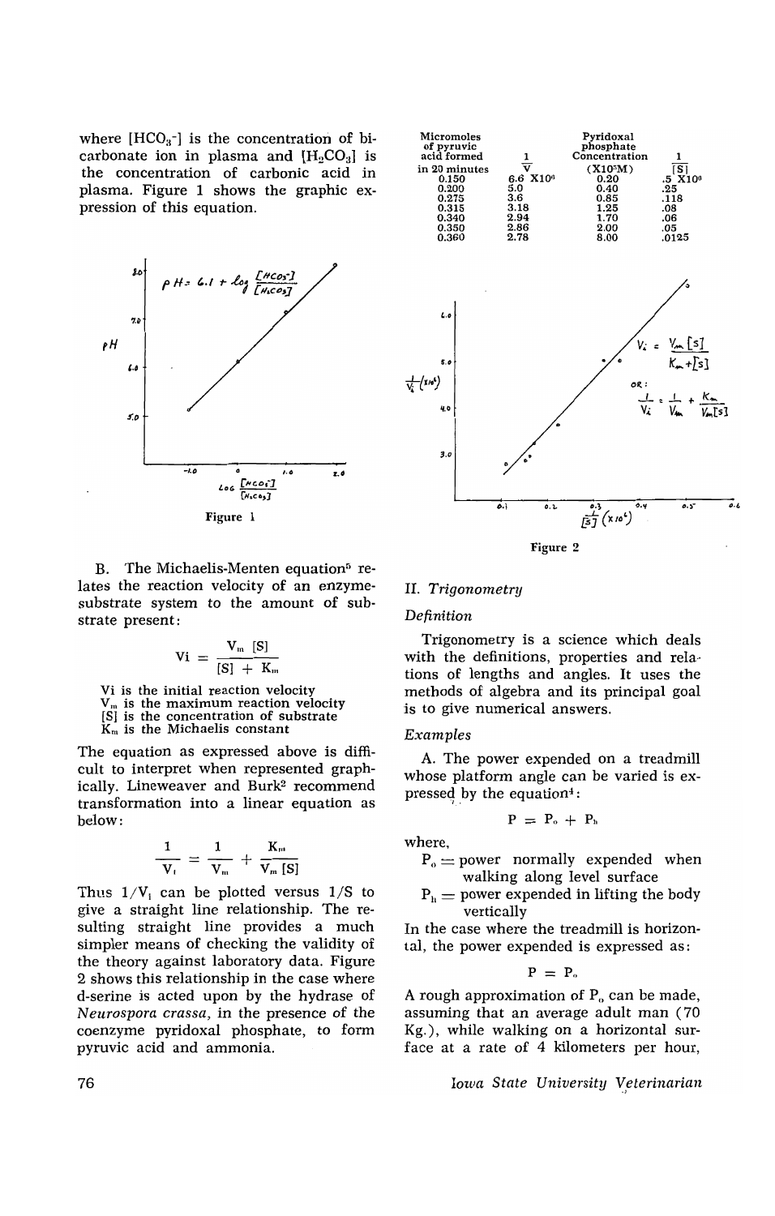where $[HCO_3^-]$ is the concentration of bicarbonate ion in plasma and $[H_2CO_3]$ is the concentration of carbonic acid in plasma. Figure 1 shows the graphic expression of this equation.

Figure 1

B. The Michaelis-Menten equation[5] relates the reaction velocity of an enzyme-substrate system to the amount of substrate present:

$$Vi = \frac{V_m [S]}{[S] + K_m}$$

Vi is the initial reaction velocity
$V_m$ is the maximum reaction velocity
[S] is the concentration of substrate
$K_m$ is the Michaelis constant

The equation as expressed above is difficult to interpret when represented graphically. Lineweaver and Burk[2] recommend transformation into a linear equation as below:

$$\frac{1}{V_i} = \frac{1}{V_m} + \frac{K_m}{V_m [S]}$$

Thus $1/V_i$ can be plotted versus 1/S to give a straight line relationship. The resulting straight line provides a much simpler means of checking the validity of the theory against laboratory data. Figure 2 shows this relationship in the case where d-serine is acted upon by the hydrase of *Neurospora crassa*, in the presence of the coenzyme pyridoxal phosphate, to form pyruvic acid and ammonia.

| Micromoles of pyruvic acid formed in 20 minutes | $\frac{1}{V}$ | Pyridoxal phosphate Concentration ($X10^5M$) | $\frac{1}{[S]}$ |
|---|---|---|---|
| 0.150 | 6.6 $X10^6$ | 0.20 | .5 $X10^6$ |
| 0.200 | 5.0 | 0.40 | .25 |
| 0.275 | 3.6 | 0.85 | .118 |
| 0.315 | 3.18 | 1.25 | .08 |
| 0.340 | 2.94 | 1.70 | .06 |
| 0.350 | 2.86 | 2.00 | .05 |
| 0.360 | 2.78 | 8.00 | .0125 |

Figure 2

## II. *Trigonometry*

### *Definition*

Trigonometry is a science which deals with the definitions, properties and relations of lengths and angles. It uses the methods of algebra and its principal goal is to give numerical answers.

### *Examples*

A. The power expended on a treadmill whose platform angle can be varied is expressed by the equation[4]:

$$P = P_o + P_h$$

where,

$P_o$ = power normally expended when walking along level surface

$P_h$ = power expended in lifting the body vertically

In the case where the treadmill is horizontal, the power expended is expressed as:

$$P = P_o$$

A rough approximation of $P_o$ can be made, assuming that an average adult man (70 Kg.), while walking on a horizontal surface at a rate of 4 kilometers per hour,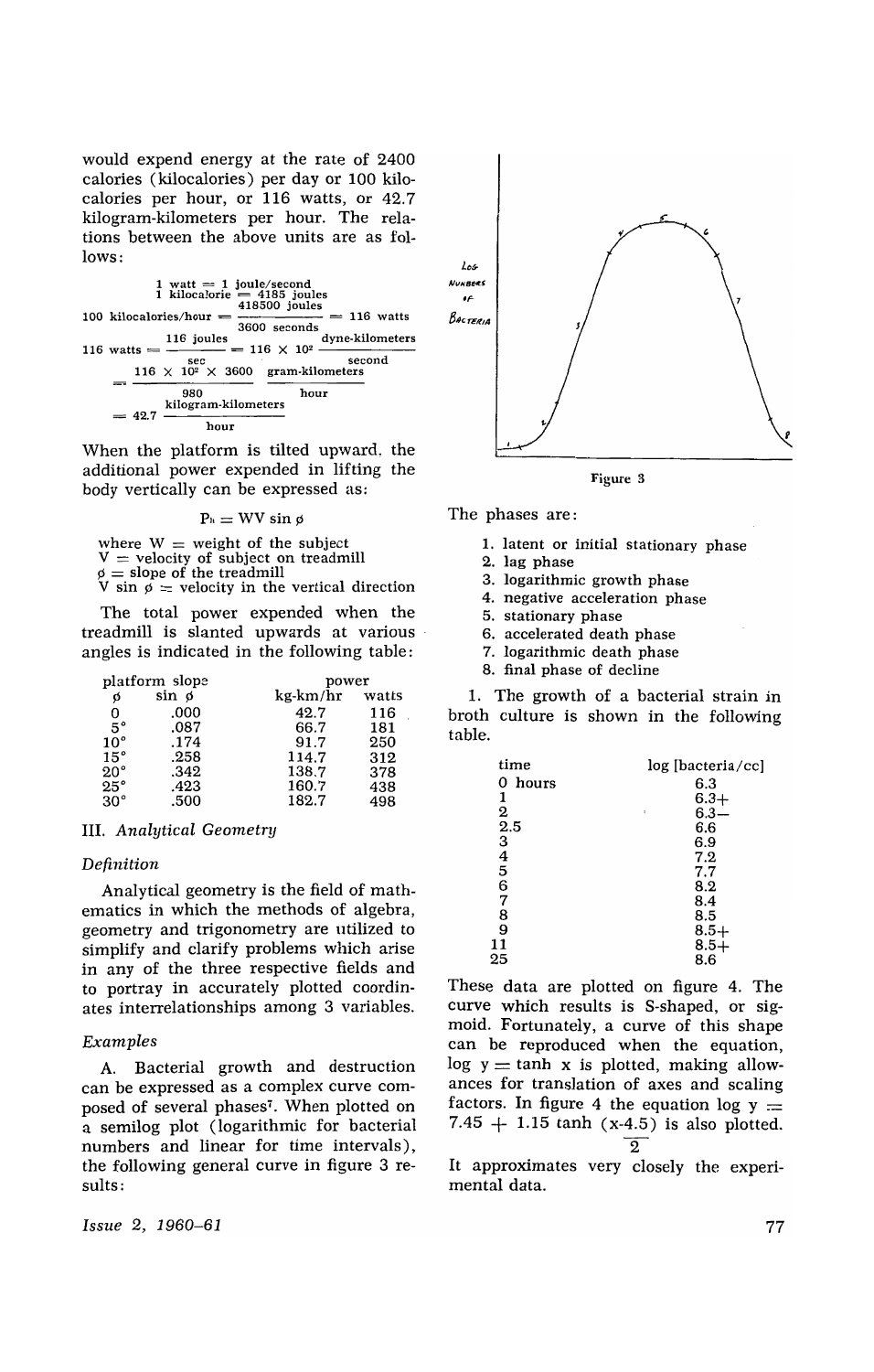would expend energy at the rate of 2400 calories (kilocalories) per day or 100 kilocalories per hour, or 116 watts, or 42.7 kilogram-kilometers per hour. The relations between the above units are as follows:

$$1 \text{ watt} = 1 \text{ joule/second}$$
$$1 \text{ kilocalorie} = 4185 \text{ joules}$$
$$100 \text{ kilocalories/hour} = \frac{418500 \text{ joules}}{3600 \text{ seconds}} = 116 \text{ watts}$$
$$116 \text{ watts} = \frac{116 \text{ joules}}{\text{sec}} = 116 \times 10^2 \frac{\text{dyne-kilometers}}{\text{second}}$$
$$= \frac{116 \times 10^2 \times 3600}{980} \frac{\text{gram-kilometers}}{\text{hour}}$$
$$= 42.7 \frac{\text{kilogram-kilometers}}{\text{hour}}$$

When the platform is tilted upward, the additional power expended in lifting the body vertically can be expressed as:

$$P_h = WV \sin \phi$$

where W = weight of the subject
V = velocity of subject on treadmill
$\phi$ = slope of the treadmill
$V \sin \phi$ = velocity in the vertical direction

The total power expended when the treadmill is slanted upwards at various angles is indicated in the following table:

| platform slope | | power | |
|---|---|---|---|
| $\phi$ | $\sin \phi$ | kg-km/hr | watts |
| 0 | .000 | 42.7 | 116 |
| 5° | .087 | 66.7 | 181 |
| 10° | .174 | 91.7 | 250 |
| 15° | .258 | 114.7 | 312 |
| 20° | .342 | 138.7 | 378 |
| 25° | .423 | 160.7 | 438 |
| 30° | .500 | 182.7 | 498 |

## III. *Analytical Geometry*

### *Definition*

Analytical geometry is the field of mathematics in which the methods of algebra, geometry and trigonometry are utilized to simplify and clarify problems which arise in any of the three respective fields and to portray in accurately plotted coordinates interrelationships among 3 variables.

### *Examples*

A. Bacterial growth and destruction can be expressed as a complex curve composed of several phases[7]. When plotted on a semilog plot (logarithmic for bacterial numbers and linear for time intervals), the following general curve in figure 3 results:

Figure 3

The phases are:

1. latent or initial stationary phase
2. lag phase
3. logarithmic growth phase
4. negative acceleration phase
5. stationary phase
6. accelerated death phase
7. logarithmic death phase
8. final phase of decline

1. The growth of a bacterial strain in broth culture is shown in the following table.

| time | log [bacteria/cc] |
|---|---|
| 0 hours | 6.3 |
| 1 | 6.3+ |
| 2 | 6.3− |
| 2.5 | 6.6 |
| 3 | 6.9 |
| 4 | 7.2 |
| 5 | 7.7 |
| 6 | 8.2 |
| 7 | 8.4 |
| 8 | 8.5 |
| 9 | 8.5+ |
| 11 | 8.5+ |
| 25 | 8.6 |

These data are plotted on figure 4. The curve which results is S-shaped, or sigmoid. Fortunately, a curve of this shape can be reproduced when the equation, $\log y = \tanh x$ is plotted, making allowances for translation of axes and scaling factors. In figure 4 the equation $\log y = 7.45 + 1.15 \tanh \frac{(x-4.5)}{2}$ is also plotted. It approximates very closely the experimental data.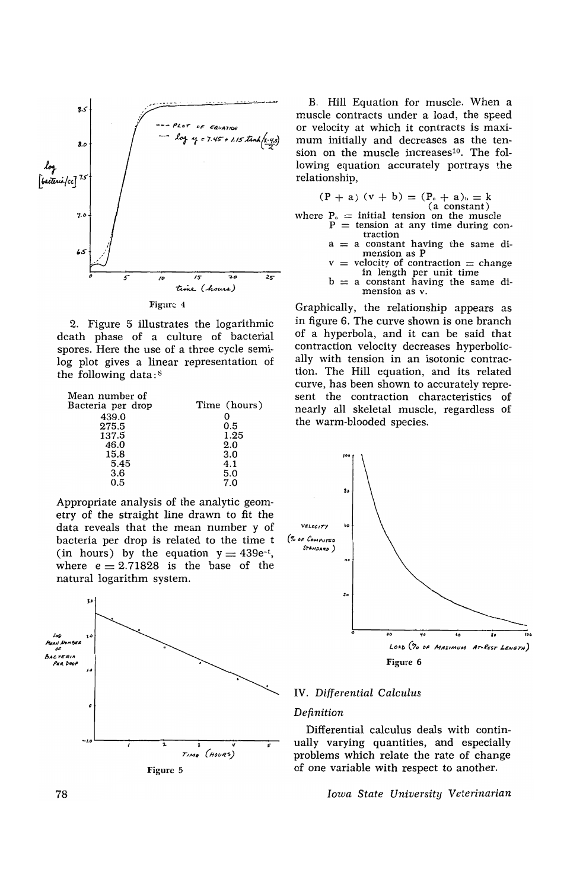Figure 4

2. Figure 5 illustrates the logarithmic death phase of a culture of bacterial spores. Here the use of a three cycle semi-log plot gives a linear representation of the following data:[8]

| Mean number of Bacteria per drop | Time (hours) |
|---|---|
| 439.0 | 0 |
| 275.5 | 0.5 |
| 137.5 | 1.25 |
| 46.0 | 2.0 |
| 15.8 | 3.0 |
| 5.45 | 4.1 |
| 3.6 | 5.0 |
| 0.5 | 7.0 |

Appropriate analysis of the analytic geometry of the straight line drawn to fit the data reveals that the mean number y of bacteria per drop is related to the time t (in hours) by the equation $y = 439e^{-t}$, where $e = 2.71828$ is the base of the natural logarithm system.

Figure 5

B. Hill Equation for muscle. When a muscle contracts under a load, the speed or velocity at which it contracts is maximum initially and decreases as the tension on the muscle increases[10]. The following equation accurately portrays the relationship,

$$(P + a)(v + b) = (P_o + a)_b = k \quad \text{(a constant)}$$

where $P_o$ = initial tension on the muscle
$P$ = tension at any time during contraction
$a$ = a constant having the same dimension as P
$v$ = velocity of contraction = change in length per unit time
$b$ = a constant having the same dimension as v.

Graphically, the relationship appears as in figure 6. The curve shown is one branch of a hyperbola, and it can be said that contraction velocity decreases hyperbolically with tension in an isotonic contraction. The Hill equation, and its related curve, has been shown to accurately represent the contraction characteristics of nearly all skeletal muscle, regardless of the warm-blooded species.

Figure 6

## IV. *Differential Calculus*

### *Definition*

Differential calculus deals with continually varying quantities, and especially problems which relate the rate of change of one variable with respect to another.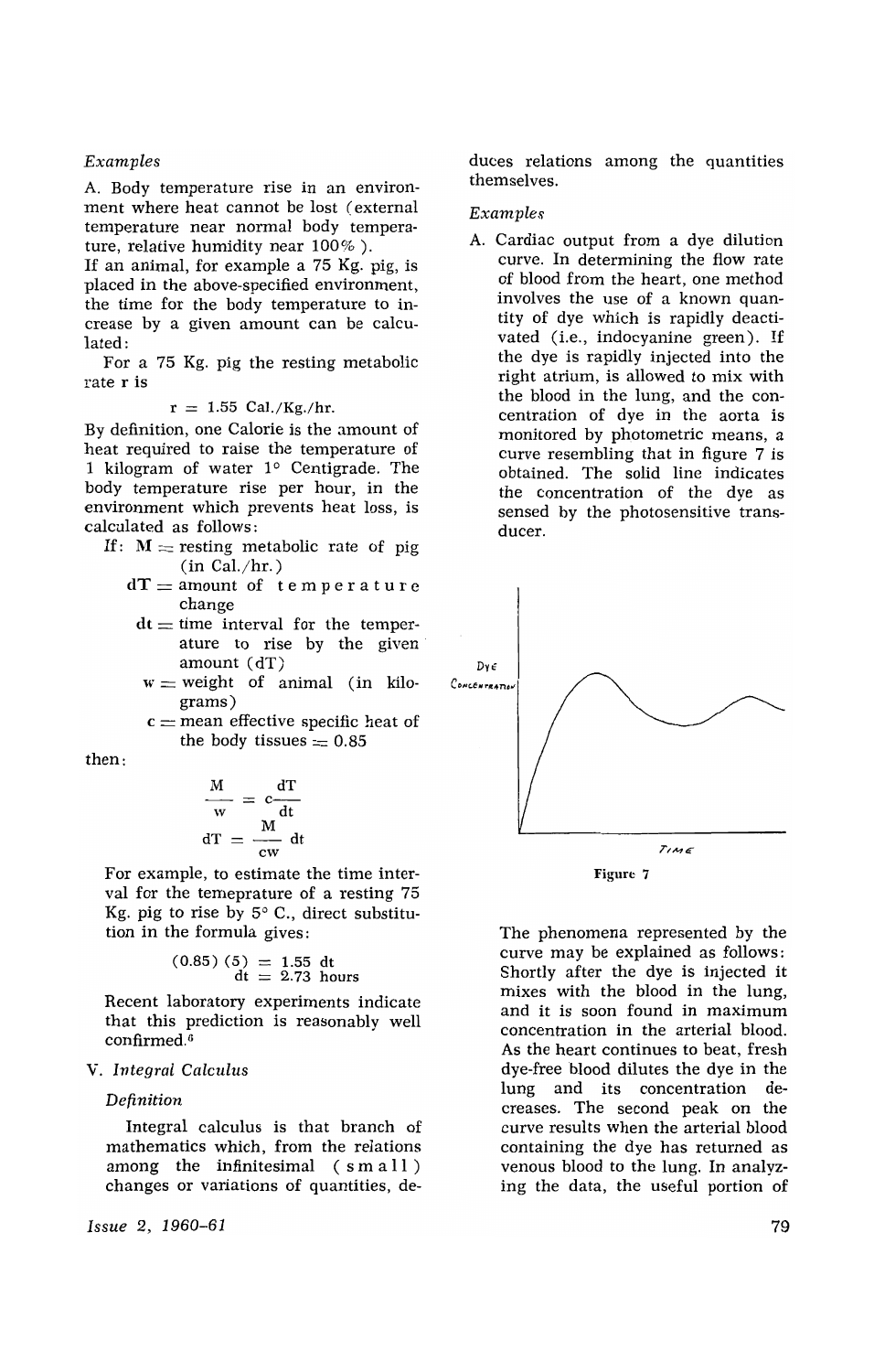*Examples*

A. Body temperature rise in an environment where heat cannot be lost (external temperature near normal body temperature, relative humidity near 100% ).

If an animal, for example a 75 Kg. pig, is placed in the above-specified environment, the time for the body temperature to increase by a given amount can be calculated:

For a 75 Kg. pig the resting metabolic rate r is

$$r = 1.55 \text{ Cal./Kg./hr.}$$

By definition, one Calorie is the amount of heat required to raise the temperature of 1 kilogram of water 1° Centigrade. The body temperature rise per hour, in the environment which prevents heat loss, is calculated as follows:

If: $M$ = resting metabolic rate of pig (in Cal./hr.)
- $dT$ = amount of temperature change
- $dt$ = time interval for the temperature to rise by the given amount ($dT$)
- $w$ = weight of animal (in kilograms)
- $c$ = mean effective specific heat of the body tissues = 0.85

then:

$$\frac{M}{w} = c\frac{dT}{dt}$$

$$dT = \frac{M}{cw}\,dt$$

For example, to estimate the time interval for the temeprature of a resting 75 Kg. pig to rise by 5° C., direct substitution in the formula gives:

$$(0.85)\,(5) = 1.55 \text{ dt}$$
$$\text{dt} = 2.73 \text{ hours}$$

Recent laboratory experiments indicate that this prediction is reasonably well confirmed.[6]

## V. *Integral Calculus*

*Definition*

Integral calculus is that branch of mathematics which, from the relations among the infinitesimal (small) changes or variations of quantities, deduces relations among the quantities themselves.

*Examples*

A. Cardiac output from a dye dilution curve. In determining the flow rate of blood from the heart, one method involves the use of a known quantity of dye which is rapidly deactivated (i.e., indocyanine green). If the dye is rapidly injected into the right atrium, is allowed to mix with the blood in the lung, and the concentration of dye in the aorta is monitored by photometric means, a curve resembling that in figure 7 is obtained. The solid line indicates the concentration of the dye as sensed by the photosensitive transducer.

Figure 7

The phenomena represented by the curve may be explained as follows: Shortly after the dye is injected it mixes with the blood in the lung, and it is soon found in maximum concentration in the arterial blood. As the heart continues to beat, fresh dye-free blood dilutes the dye in the lung and its concentration decreases. The second peak on the curve results when the arterial blood containing the dye has returned as venous blood to the lung. In analyzing the data, the useful portion of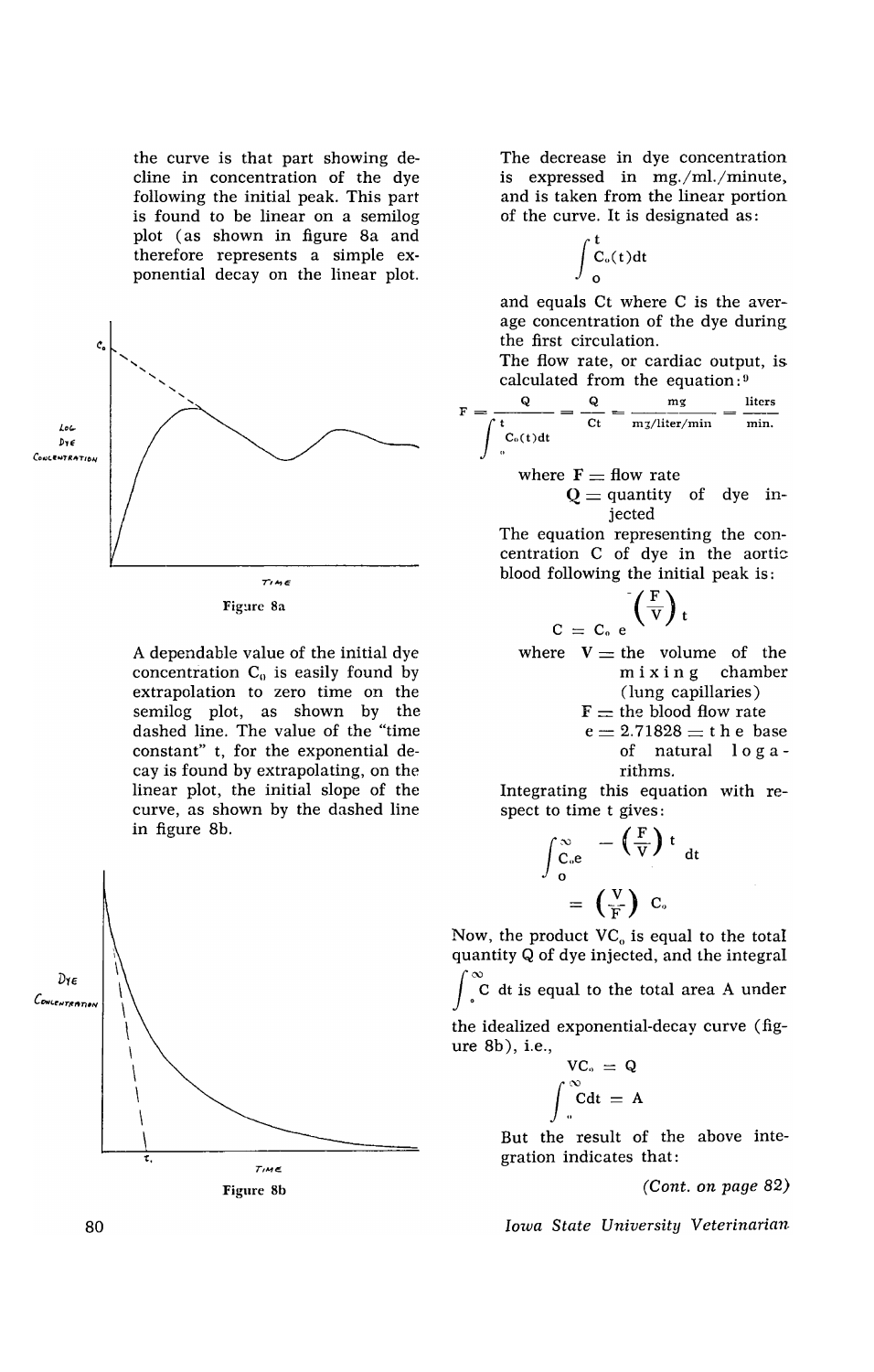the curve is that part showing decline in concentration of the dye following the initial peak. This part is found to be linear on a semilog plot (as shown in figure 8a and therefore represents a simple exponential decay on the linear plot.

Figure 8a

A dependable value of the initial dye concentration $C_0$ is easily found by extrapolation to zero time on the semilog plot, as shown by the dashed line. The value of the "time constant" t, for the exponential decay is found by extrapolating, on the linear plot, the initial slope of the curve, as shown by the dashed line in figure 8b.

Figure 8b

The decrease in dye concentration is expressed in mg./ml./minute, and is taken from the linear portion of the curve. It is designated as:

$$\int_0^t C_0(t)dt$$

and equals Ct where C is the average concentration of the dye during the first circulation.

The flow rate, or cardiac output, is calculated from the equation:[9]

$$F = \frac{Q}{\int_0^t C_0(t)dt} = \frac{Q}{Ct} = \frac{mg}{mg/liter/min} = \frac{liters}{min.}$$

where F = flow rate

Q = quantity of dye injected

The equation representing the concentration C of dye in the aortic blood following the initial peak is:

$$C = C_0 e^{-\left(\frac{F}{V}\right)t}$$

where V = the volume of the mixing chamber (lung capillaries)

F = the blood flow rate

e = 2.71828 = the base of natural logarithms.

Integrating this equation with respect to time t gives:

$$\int_0^\infty C_0 e^{-\left(\frac{F}{V}\right)t} dt = \left(\frac{V}{F}\right) C_0$$

Now, the product $VC_0$ is equal to the total quantity Q of dye injected, and the integral $\int_0^\infty C\,dt$ is equal to the total area A under the idealized exponential-decay curve (figure 8b), i.e.,

$$VC_0 = Q$$

$$\int_0^\infty Cdt = A$$

But the result of the above integration indicates that:

*(Cont. on page 82)*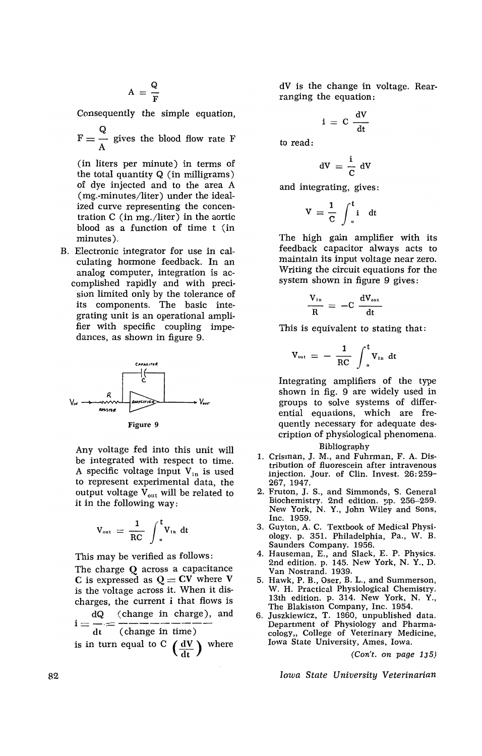$$A = \frac{Q}{F}$$

Consequently the simple equation,

$F = \frac{Q}{A}$ gives the blood flow rate F (in liters per minute) in terms of the total quantity Q (in milligrams) of dye injected and to the area A (mg.-minutes/liter) under the idealized curve representing the concentration C (in mg./liter) in the aortic blood as a function of time t (in minutes).

B. Electronic integrator for use in calculating hormone feedback. In an analog computer, integration is accomplished rapidly and with precision limited only by the tolerance of its components. The basic integrating unit is an operational amplifier with specific coupling impedances, as shown in figure 9.

Figure 9

Any voltage fed into this unit will be integrated with respect to time. A specific voltage input $V_{in}$ is used to represent experimental data, the output voltage $V_{out}$ will be related to it in the following way:

$$V_{out} = \frac{1}{RC} \int_0^t V_{in}\, dt$$

This may be verified as follows:

The charge Q across a capacitance C is expressed as $Q = CV$ where V is the voltage across it. When it discharges, the current i that flows is $i = \frac{dQ}{dt} = \frac{\text{(change in charge)}}{\text{(change in time)}}$, and is in turn equal to $C\left(\frac{dV}{dt}\right)$ where dV is the change in voltage. Rearranging the equation:

$$i = C\frac{dV}{dt}$$

to read:

$$dV = \frac{i}{C}\, dV$$

and integrating, gives:

$$V = \frac{1}{C}\int_0^t i \quad dt$$

The high gain amplifier with its feedback capacitor always acts to maintain its input voltage near zero. Writing the circuit equations for the system shown in figure 9 gives:

$$\frac{V_{in}}{R} = -C\frac{dV_{out}}{dt}$$

This is equivalent to stating that:

$$V_{out} = -\frac{1}{RC}\int_0^t V_{in}\, dt$$

Integrating amplifiers of the type shown in fig. 9 are widely used in groups to solve systems of differential equations, which are frequently necessary for adequate description of physiological phenomena.

## Bibliography

1. Crisman, J. M., and Fuhrman, F. A. Distribution of fluorescein after intravenous injection. Jour. of Clin. Invest. 26:259-267, 1947.
2. Fruton, J. S., and Simmonds, S. General Biochemistry. 2nd edition. pp. 256-259. New York, N. Y., John Wiley and Sons, Inc. 1959.
3. Guyton, A. C. Textbook of Medical Physiology. p. 351. Philadelphia, Pa., W. B. Saunders Company. 1956.
4. Hauseman, E., and Slack, E. P. Physics. 2nd edition. p. 145. New York, N. Y., D. Van Nostrand. 1939.
5. Hawk, P. B., Oser, B. L., and Summerson, W. H. Practical Physiological Chemistry. 13th edition. p. 314. New York, N. Y., The Blakiston Company, Inc. 1954.
6. Juszkiewicz, T. 1960, unpublished data. Department of Physiology and Pharmacology,, College of Veterinary Medicine, Iowa State University, Ames, Iowa.

*(Con't. on page 135)*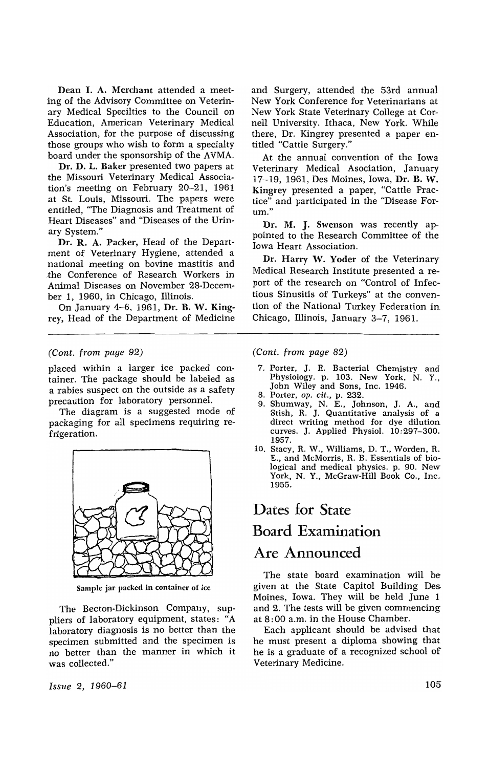Dean I. A. Merchant attended a meeting of the Advisory Committee on Veterinary Medical Specilties to the Council on Education, American Veterinary Medical Association, for the purpose of discussing those groups who wish to form a specialty board under the sponsorship of the AVMA.

Dr. D. L. Baker presented two papers at the Missouri Veterinary Medical Association's meeting on February 20–21, 1961 at St. Louis, Missouri. The papers were entitled, "The Diagnosis and Treatment of Heart Diseases" and "Diseases of the Urinary System."

Dr. R. A. Packer, Head of the Department of Veterinary Hygiene, attended a national meeting on bovine mastitis and the Conference of Research Workers in Animal Diseases on November 28-December 1, 1960, in Chicago, Illinois.

On January 4–6, 1961, Dr. B. W. Kingrey, Head of the Department of Medicine and Surgery, attended the 53rd annual New York Conference for Veterinarians at New York State Veterinary College at Cornell University. Ithaca, New York. While there, Dr. Kingrey presented a paper entitled "Cattle Surgery."

At the annual convention of the Iowa Veterinary Medical Asociation, January 17–19, 1961, Des Moines, Iowa, Dr. B. W. Kingrey presented a paper, "Cattle Practice" and participated in the "Disease Forum."

Dr. M. J. Swenson was recently appointed to the Research Committee of the Iowa Heart Association.

Dr. Harry W. Yoder of the Veterinary Medical Research Institute presented a report of the research on "Control of Infectious Sinusitis of Turkeys" at the convention of the National Turkey Federation in Chicago, Illinois, January 3–7, 1961.

---

*(Cont. from page 92)*

placed within a larger ice packed container. The package should be labeled as a rabies suspect on the outside as a safety precaution for laboratory personnel.

The diagram is a suggested mode of packaging for all specimens requiring refrigeration.

Sample jar packed in container of ice

The Becton-Dickinson Company, suppliers of laboratory equipment, states: "A laboratory diagnosis is no better than the specimen submitted and the specimen is no better than the manner in which it was collected."

*(Cont. from page 82)*

7. Porter, J. R. Bacterial Chemistry and Physiology. p. 103. New York, N. Y., John Wiley and Sons, Inc. 1946.
8. Porter, *op. cit.*, p. 232.
9. Shumway, N. E., Johnson, J. A., and Stish, R. J. Quantitative analysis of a direct writing method for dye dilution curves. J. Applied Physiol. 10:297–300. 1957.
10. Stacy, R. W., Williams, D. T., Worden, R. E., and McMorris, R. B. Essentials of biological and medical physics. p. 90. New York, N. Y., McGraw-Hill Book Co., Inc. 1955.

# Dates for State Board Examination Are Announced

The state board examination will be given at the State Capitol Building Des Moines, Iowa. They will be held June 1 and 2. The tests will be given commencing at 8:00 a.m. in the House Chamber.

Each applicant should be advised that he must present a diploma showing that he is a graduate of a recognized school of Veterinary Medicine.